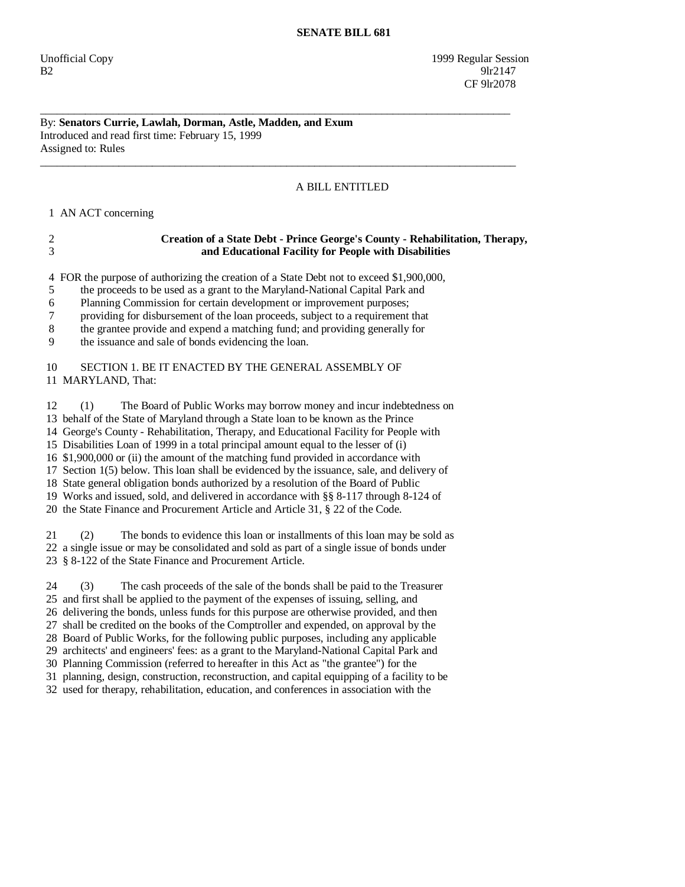**SENATE BILL 681**

Unofficial Copy 1999 Regular Session
B2 9lr2147
CF 9lr2078

---

By: **Senators Currie, Lawlah, Dorman, Astle, Madden, and Exum**
Introduced and read first time: February 15, 1999
Assigned to: Rules

---

A BILL ENTITLED

1 AN ACT concerning

2 **Creation of a State Debt - Prince George's County - Rehabilitation, Therapy,**
3 **and Educational Facility for People with Disabilities**

4 FOR the purpose of authorizing the creation of a State Debt not to exceed $1,900,000,
5 the proceeds to be used as a grant to the Maryland-National Capital Park and
6 Planning Commission for certain development or improvement purposes;
7 providing for disbursement of the loan proceeds, subject to a requirement that
8 the grantee provide and expend a matching fund; and providing generally for
9 the issuance and sale of bonds evidencing the loan.

10 SECTION 1. BE IT ENACTED BY THE GENERAL ASSEMBLY OF
11 MARYLAND, That:

12 (1) The Board of Public Works may borrow money and incur indebtedness on
13 behalf of the State of Maryland through a State loan to be known as the Prince
14 George's County - Rehabilitation, Therapy, and Educational Facility for People with
15 Disabilities Loan of 1999 in a total principal amount equal to the lesser of (i)
16 $1,900,000 or (ii) the amount of the matching fund provided in accordance with
17 Section 1(5) below. This loan shall be evidenced by the issuance, sale, and delivery of
18 State general obligation bonds authorized by a resolution of the Board of Public
19 Works and issued, sold, and delivered in accordance with §§ 8-117 through 8-124 of
20 the State Finance and Procurement Article and Article 31, § 22 of the Code.

21 (2) The bonds to evidence this loan or installments of this loan may be sold as
22 a single issue or may be consolidated and sold as part of a single issue of bonds under
23 § 8-122 of the State Finance and Procurement Article.

24 (3) The cash proceeds of the sale of the bonds shall be paid to the Treasurer
25 and first shall be applied to the payment of the expenses of issuing, selling, and
26 delivering the bonds, unless funds for this purpose are otherwise provided, and then
27 shall be credited on the books of the Comptroller and expended, on approval by the
28 Board of Public Works, for the following public purposes, including any applicable
29 architects' and engineers' fees: as a grant to the Maryland-National Capital Park and
30 Planning Commission (referred to hereafter in this Act as "the grantee") for the
31 planning, design, construction, reconstruction, and capital equipping of a facility to be
32 used for therapy, rehabilitation, education, and conferences in association with the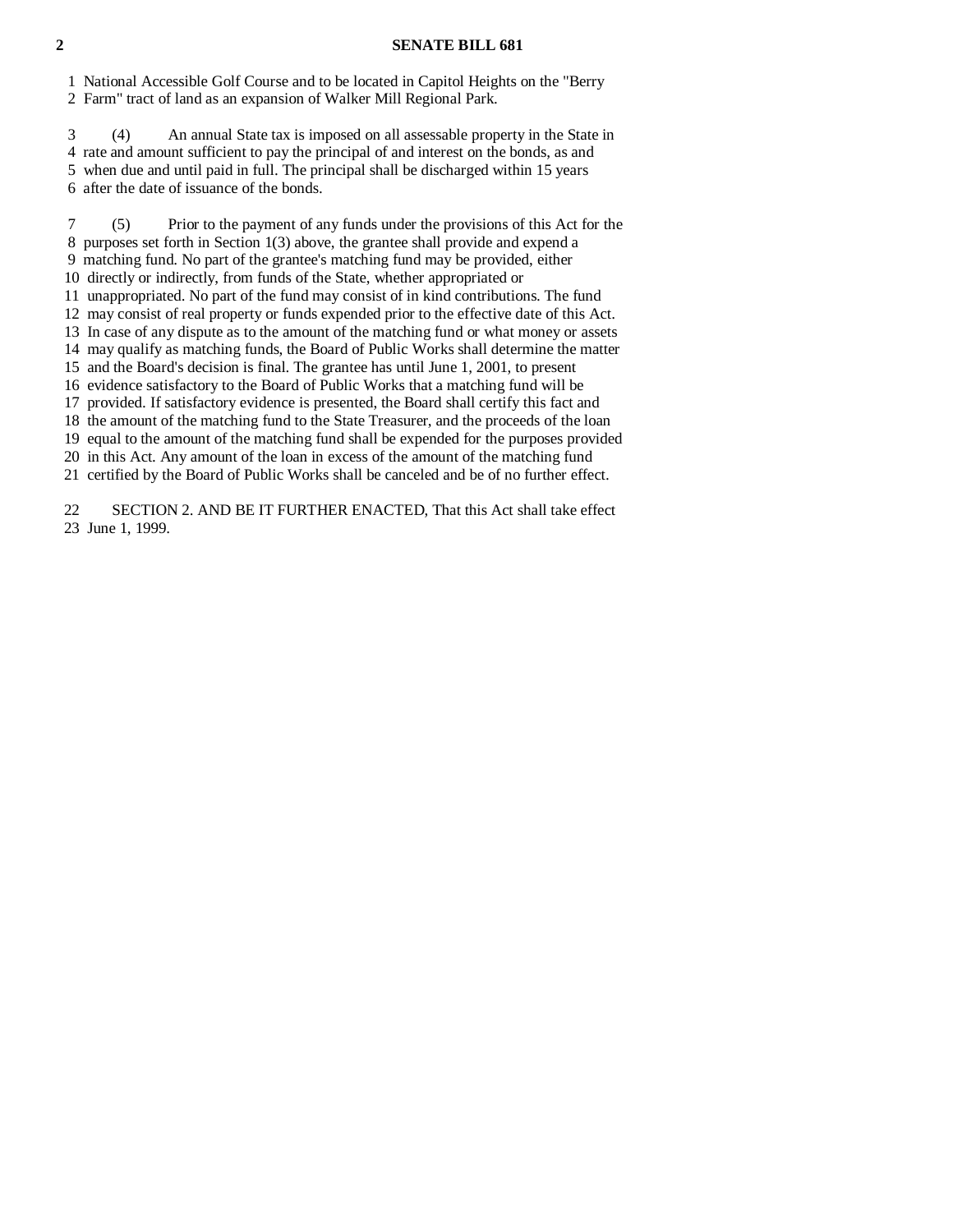National Accessible Golf Course and to be located in Capitol Heights on the "Berry Farm" tract of land as an expansion of Walker Mill Regional Park.

(4) An annual State tax is imposed on all assessable property in the State in rate and amount sufficient to pay the principal of and interest on the bonds, as and when due and until paid in full. The principal shall be discharged within 15 years after the date of issuance of the bonds.

(5) Prior to the payment of any funds under the provisions of this Act for the purposes set forth in Section 1(3) above, the grantee shall provide and expend a matching fund. No part of the grantee's matching fund may be provided, either directly or indirectly, from funds of the State, whether appropriated or unappropriated. No part of the fund may consist of in kind contributions. The fund may consist of real property or funds expended prior to the effective date of this Act. In case of any dispute as to the amount of the matching fund or what money or assets may qualify as matching funds, the Board of Public Works shall determine the matter and the Board's decision is final. The grantee has until June 1, 2001, to present evidence satisfactory to the Board of Public Works that a matching fund will be provided. If satisfactory evidence is presented, the Board shall certify this fact and the amount of the matching fund to the State Treasurer, and the proceeds of the loan equal to the amount of the matching fund shall be expended for the purposes provided in this Act. Any amount of the loan in excess of the amount of the matching fund certified by the Board of Public Works shall be canceled and be of no further effect.

SECTION 2. AND BE IT FURTHER ENACTED, That this Act shall take effect June 1, 1999.